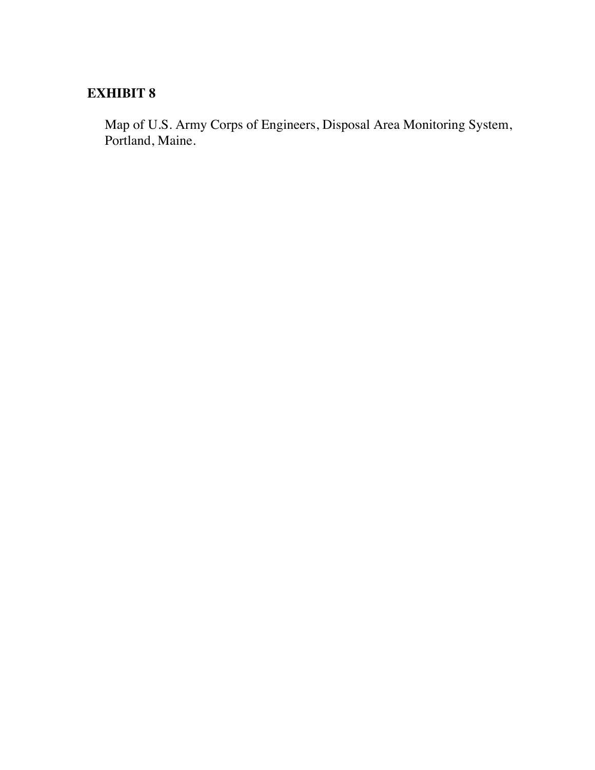**EXHIBIT 8**

Map of U.S. Army Corps of Engineers, Disposal Area Monitoring System, Portland, Maine.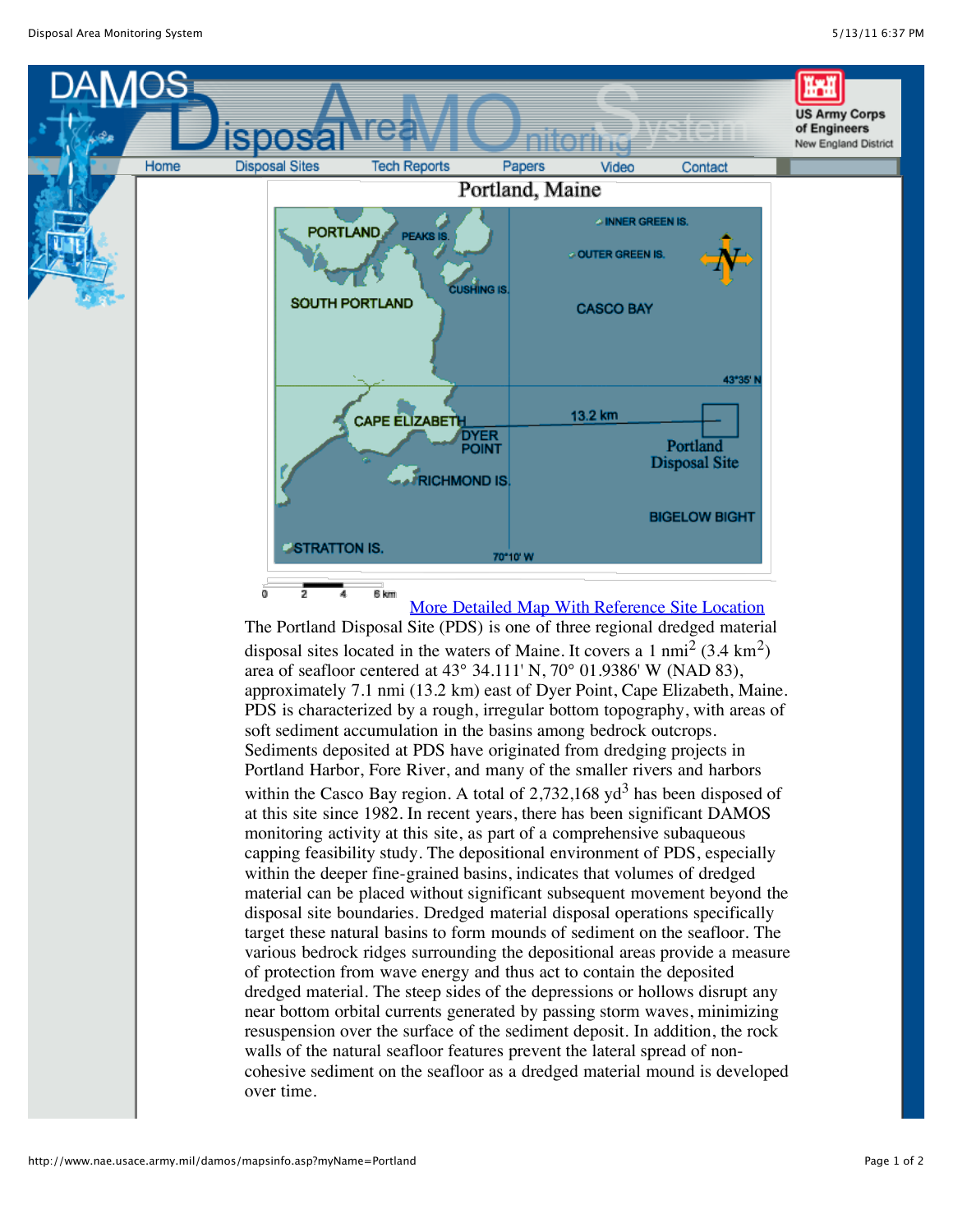Portland, Maine

[More Detailed Map With Reference Site Location]

The Portland Disposal Site (PDS) is one of three regional dredged material disposal sites located in the waters of Maine. It covers a 1 nmi$^2$ (3.4 km$^2$) area of seafloor centered at 43° 34.111' N, 70° 01.9386' W (NAD 83), approximately 7.1 nmi (13.2 km) east of Dyer Point, Cape Elizabeth, Maine. PDS is characterized by a rough, irregular bottom topography, with areas of soft sediment accumulation in the basins among bedrock outcrops. Sediments deposited at PDS have originated from dredging projects in Portland Harbor, Fore River, and many of the smaller rivers and harbors within the Casco Bay region. A total of 2,732,168 yd$^3$ has been disposed of at this site since 1982. In recent years, there has been significant DAMOS monitoring activity at this site, as part of a comprehensive subaqueous capping feasibility study. The depositional environment of PDS, especially within the deeper fine-grained basins, indicates that volumes of dredged material can be placed without significant subsequent movement beyond the disposal site boundaries. Dredged material disposal operations specifically target these natural basins to form mounds of sediment on the seafloor. The various bedrock ridges surrounding the depositional areas provide a measure of protection from wave energy and thus act to contain the deposited dredged material. The steep sides of the depressions or hollows disrupt any near bottom orbital currents generated by passing storm waves, minimizing resuspension over the surface of the sediment deposit. In addition, the rock walls of the natural seafloor features prevent the lateral spread of non-cohesive sediment on the seafloor as a dredged material mound is developed over time.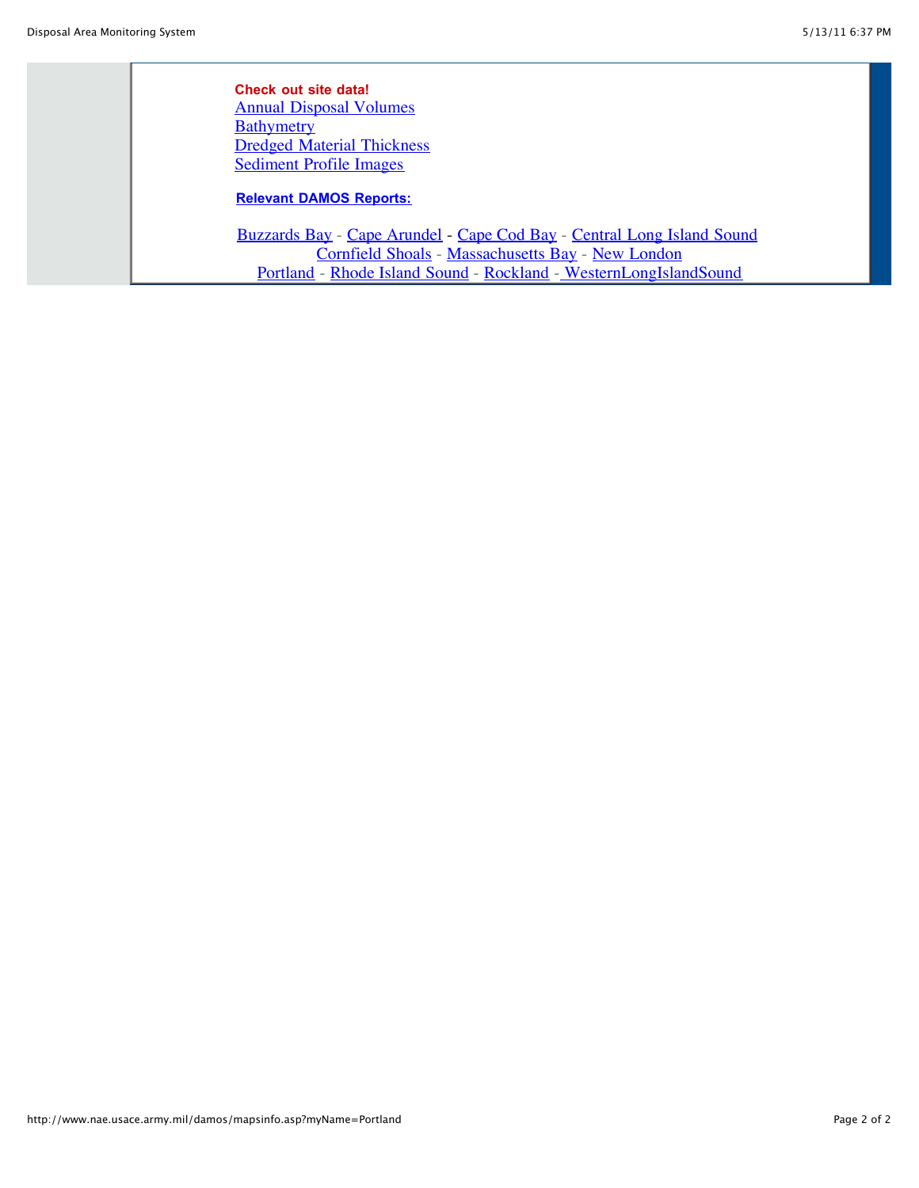**Check out site data!**
Annual Disposal Volumes
Bathymetry
Dredged Material Thickness
Sediment Profile Images

**Relevant DAMOS Reports:**

Buzzards Bay - Cape Arundel - Cape Cod Bay - Central Long Island Sound
Cornfield Shoals - Massachusetts Bay - New London
Portland - Rhode Island Sound - Rockland - WesternLongIslandSound